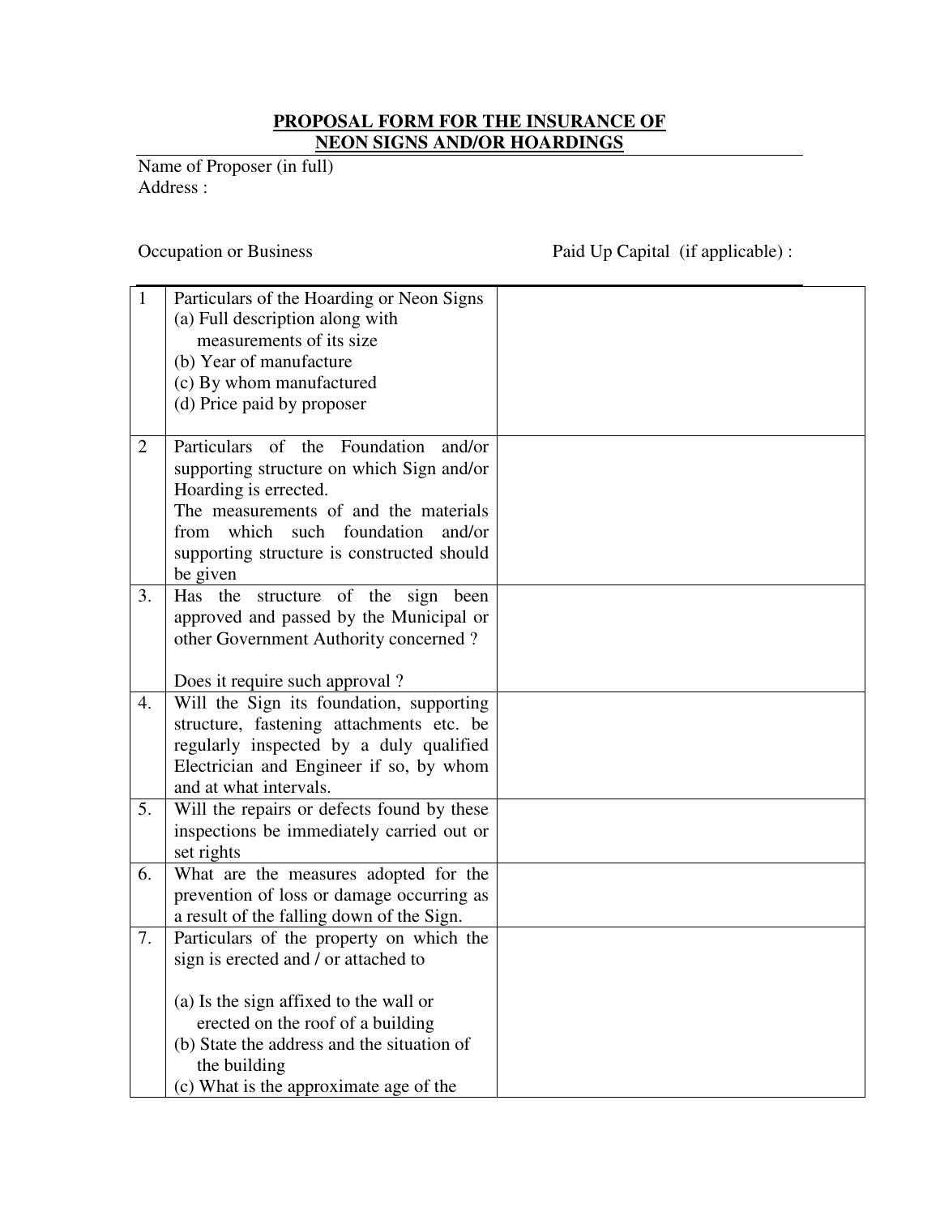**PROPOSAL FORM FOR THE INSURANCE OF NEON SIGNS AND/OR HOARDINGS**

Name of Proposer (in full)
Address :

Occupation or Business　　　　　　　　　　Paid Up Capital (if applicable) :

| | | |
|---|---|---|
| 1 | Particulars of the Hoarding or Neon Signs<br>(a) Full description along with measurements of its size<br>(b) Year of manufacture<br>(c) By whom manufactured<br>(d) Price paid by proposer | |
| 2 | Particulars of the Foundation and/or supporting structure on which Sign and/or Hoarding is errected.<br>The measurements of and the materials from which such foundation and/or supporting structure is constructed should be given | |
| 3. | Has the structure of the sign been approved and passed by the Municipal or other Government Authority concerned ?<br><br>Does it require such approval ? | |
| 4. | Will the Sign its foundation, supporting structure, fastening attachments etc. be regularly inspected by a duly qualified Electrician and Engineer if so, by whom and at what intervals. | |
| 5. | Will the repairs or defects found by these inspections be immediately carried out or set rights | |
| 6. | What are the measures adopted for the prevention of loss or damage occurring as a result of the falling down of the Sign. | |
| 7. | Particulars of the property on which the sign is erected and / or attached to<br><br>(a) Is the sign affixed to the wall or erected on the roof of a building<br>(b) State the address and the situation of the building<br>(c) What is the approximate age of the | |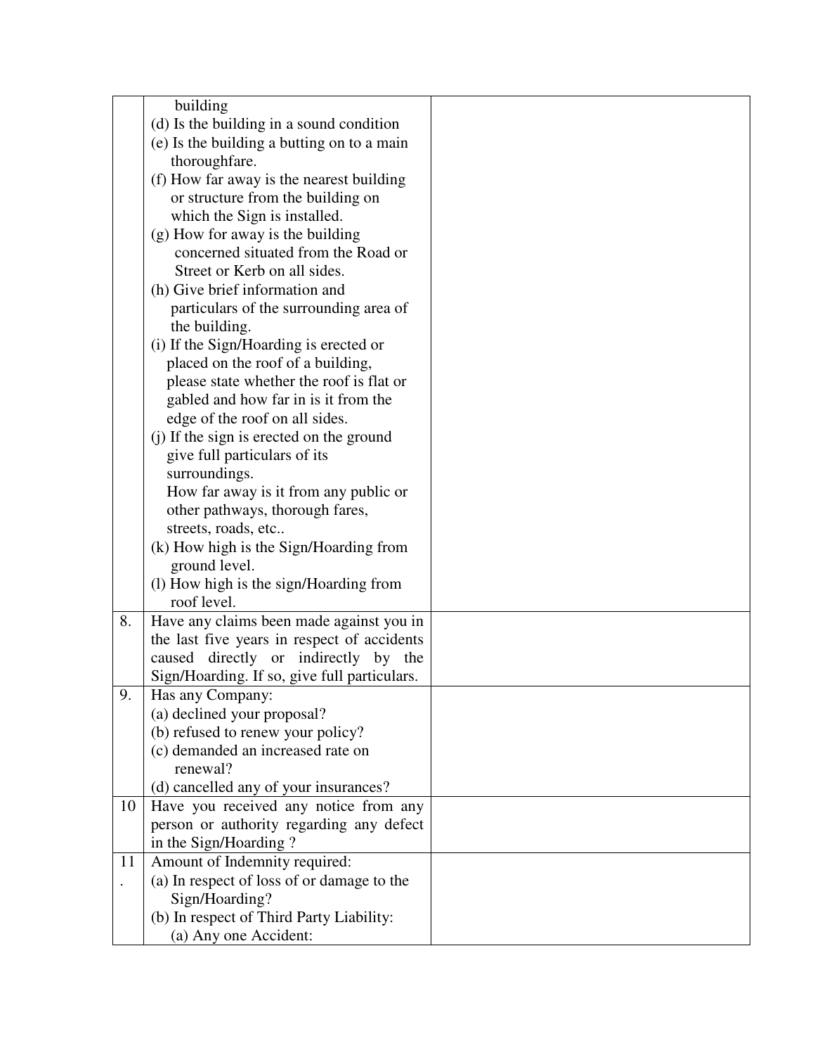| | | |
|---|---|---|
| | building<br>(d) Is the building in a sound condition<br>(e) Is the building a butting on to a main thoroughfare.<br>(f) How far away is the nearest building or structure from the building on which the Sign is installed.<br>(g) How for away is the building concerned situated from the Road or Street or Kerb on all sides.<br>(h) Give brief information and particulars of the surrounding area of the building.<br>(i) If the Sign/Hoarding is erected or placed on the roof of a building, please state whether the roof is flat or gabled and how far in is it from the edge of the roof on all sides.<br>(j) If the sign is erected on the ground give full particulars of its surroundings.<br>How far away is it from any public or other pathways, thorough fares, streets, roads, etc..<br>(k) How high is the Sign/Hoarding from ground level.<br>(l) How high is the sign/Hoarding from roof level. | |
| 8. | Have any claims been made against you in the last five years in respect of accidents caused directly or indirectly by the Sign/Hoarding. If so, give full particulars. | |
| 9. | Has any Company:<br>(a) declined your proposal?<br>(b) refused to renew your policy?<br>(c) demanded an increased rate on renewal?<br>(d) cancelled any of your insurances? | |
| 10 | Have you received any notice from any person or authority regarding any defect in the Sign/Hoarding ? | |
| 11. | Amount of Indemnity required:<br>(a) In respect of loss of or damage to the Sign/Hoarding?<br>(b) In respect of Third Party Liability:<br>(a) Any one Accident: | |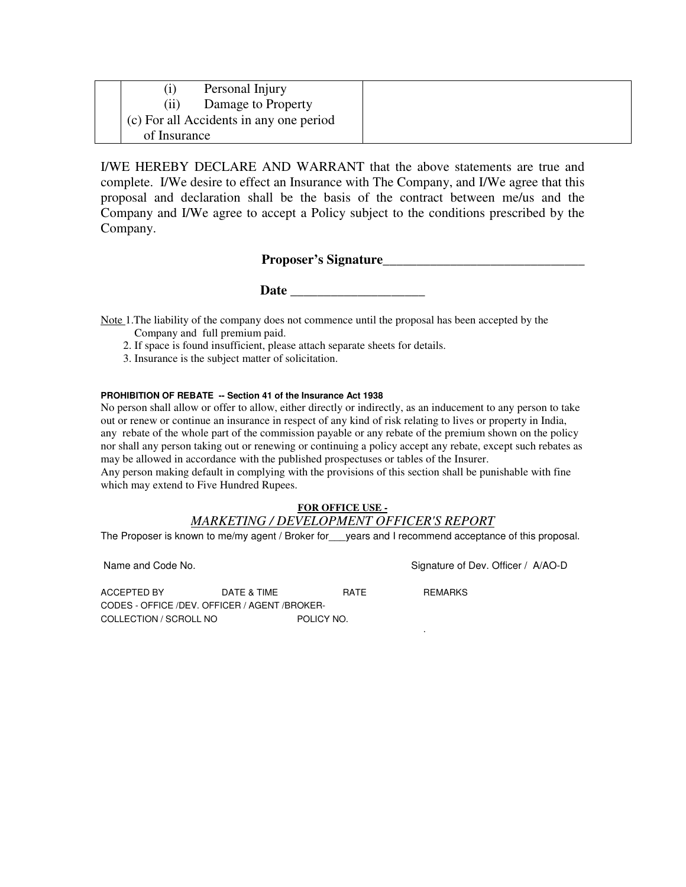| | | |
|---|---|---|
| | (i) Personal Injury<br>(ii) Damage to Property<br>(c) For all Accidents in any one period of Insurance | |

I/WE HEREBY DECLARE AND WARRANT that the above statements are true and complete. I/We desire to effect an Insurance with The Company, and I/We agree that this proposal and declaration shall be the basis of the contract between me/us and the Company and I/We agree to accept a Policy subject to the conditions prescribed by the Company.

**Proposer's Signature_____________________________**

**Date ___________________**

Note 1. The liability of the company does not commence until the proposal has been accepted by the Company and full premium paid.
2. If space is found insufficient, please attach separate sheets for details.
3. Insurance is the subject matter of solicitation.

**PROHIBITION OF REBATE -- Section 41 of the Insurance Act 1938**

No person shall allow or offer to allow, either directly or indirectly, as an inducement to any person to take out or renew or continue an insurance in respect of any kind of risk relating to lives or property in India, any rebate of the whole part of the commission payable or any rebate of the premium shown on the policy nor shall any person taking out or renewing or continuing a policy accept any rebate, except such rebates as may be allowed in accordance with the published prospectuses or tables of the Insurer.
Any person making default in complying with the provisions of this section shall be punishable with fine which may extend to Five Hundred Rupees.

**FOR OFFICE USE -**

*MARKETING / DEVELOPMENT OFFICER'S REPORT*

The Proposer is known to me/my agent / Broker for___years and I recommend acceptance of this proposal.

Name and Code No. Signature of Dev. Officer / A/AO-D

ACCEPTED BY DATE & TIME RATE REMARKS
CODES - OFFICE /DEV. OFFICER / AGENT /BROKER-
COLLECTION / SCROLL NO POLICY NO.